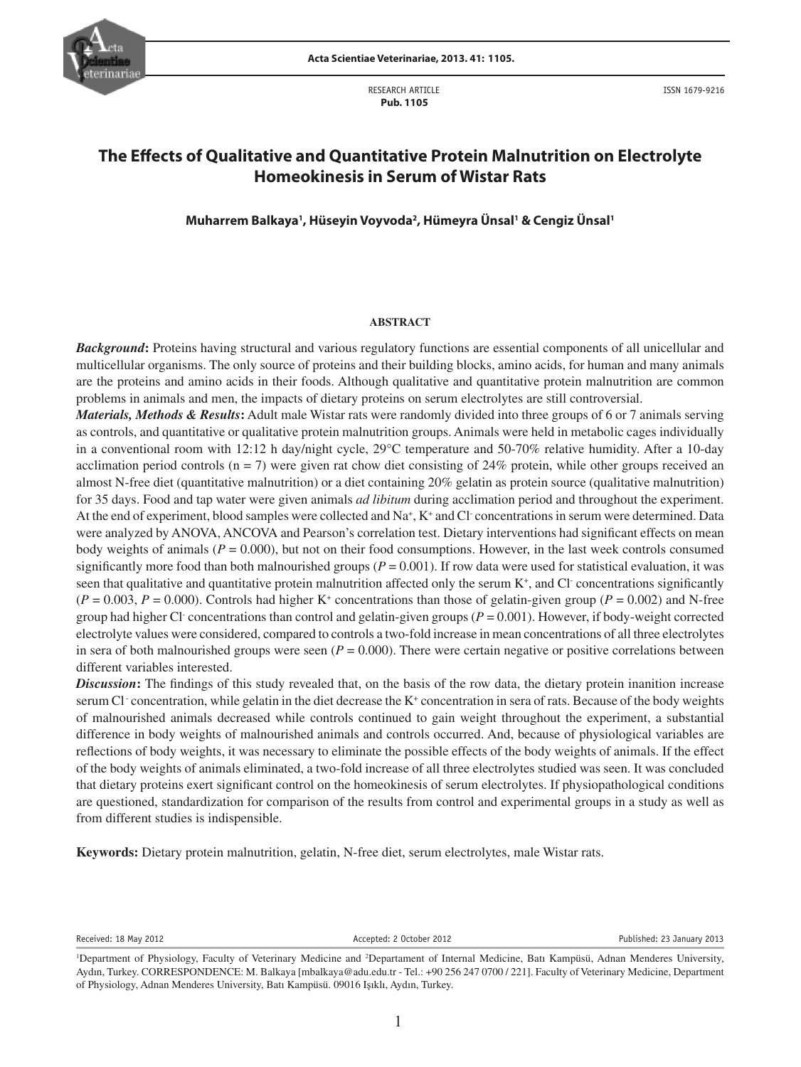RESEARCH ARTICLE
Pub. 1105

ISSN 1679-9216

# The Effects of Qualitative and Quantitative Protein Malnutrition on Electrolyte Homeokinesis in Serum of Wistar Rats

**Muharrem Balkaya[1], Hüseyin Voyvoda[2], Hümeyra Ünsal[1] & Cengiz Ünsal[1]**

## ABSTRACT

***Background*:** Proteins having structural and various regulatory functions are essential components of all unicellular and multicellular organisms. The only source of proteins and their building blocks, amino acids, for human and many animals are the proteins and amino acids in their foods. Although qualitative and quantitative protein malnutrition are common problems in animals and men, the impacts of dietary proteins on serum electrolytes are still controversial.

***Materials, Methods & Results*:** Adult male Wistar rats were randomly divided into three groups of 6 or 7 animals serving as controls, and quantitative or qualitative protein malnutrition groups. Animals were held in metabolic cages individually in a conventional room with 12:12 h day/night cycle, 29°C temperature and 50-70% relative humidity. After a 10-day acclimation period controls (n = 7) were given rat chow diet consisting of 24% protein, while other groups received an almost N-free diet (quantitative malnutrition) or a diet containing 20% gelatin as protein source (qualitative malnutrition) for 35 days. Food and tap water were given animals *ad libitum* during acclimation period and throughout the experiment. At the end of experiment, blood samples were collected and $Na^+$, $K^+$ and $Cl^-$ concentrations in serum were determined. Data were analyzed by ANOVA, ANCOVA and Pearson's correlation test. Dietary interventions had significant effects on mean body weights of animals ($P = 0.000$), but not on their food consumptions. However, in the last week controls consumed significantly more food than both malnourished groups ($P = 0.001$). If row data were used for statistical evaluation, it was seen that qualitative and quantitative protein malnutrition affected only the serum $K^+$, and $Cl^-$ concentrations significantly ($P = 0.003$, $P = 0.000$). Controls had higher $K^+$ concentrations than those of gelatin-given group ($P = 0.002$) and N-free group had higher $Cl^-$ concentrations than control and gelatin-given groups ($P = 0.001$). However, if body-weight corrected electrolyte values were considered, compared to controls a two-fold increase in mean concentrations of all three electrolytes in sera of both malnourished groups were seen ($P = 0.000$). There were certain negative or positive correlations between different variables interested.

***Discussion*:** The findings of this study revealed that, on the basis of the row data, the dietary protein inanition increase serum $Cl^-$ concentration, while gelatin in the diet decrease the $K^+$ concentration in sera of rats. Because of the body weights of malnourished animals decreased while controls continued to gain weight throughout the experiment, a substantial difference in body weights of malnourished animals and controls occurred. And, because of physiological variables are reflections of body weights, it was necessary to eliminate the possible effects of the body weights of animals. If the effect of the body weights of animals eliminated, a two-fold increase of all three electrolytes studied was seen. It was concluded that dietary proteins exert significant control on the homeokinesis of serum electrolytes. If physiopathological conditions are questioned, standardization for comparison of the results from control and experimental groups in a study as well as from different studies is indispensible.

**Keywords:** Dietary protein malnutrition, gelatin, N-free diet, serum electrolytes, male Wistar rats.

Received: 18 May 2012 | Accepted: 2 October 2012 | Published: 23 January 2013

[1]Department of Physiology, Faculty of Veterinary Medicine and [2]Departament of Internal Medicine, Batı Kampüsü, Adnan Menderes University, Aydın, Turkey. CORRESPONDENCE: M. Balkaya [mbalkaya@adu.edu.tr - Tel.: +90 256 247 0700 / 221]. Faculty of Veterinary Medicine, Department of Physiology, Adnan Menderes University, Batı Kampüsü. 09016 Işıklı, Aydın, Turkey.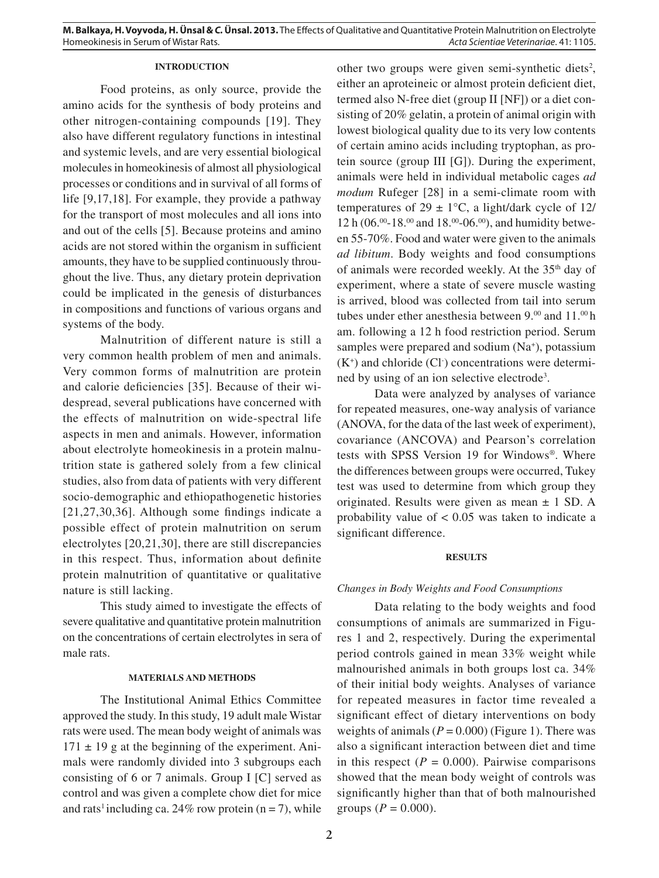## INTRODUCTION

Food proteins, as only source, provide the amino acids for the synthesis of body proteins and other nitrogen-containing compounds [19]. They also have different regulatory functions in intestinal and systemic levels, and are very essential biological molecules in homeokinesis of almost all physiological processes or conditions and in survival of all forms of life [9,17,18]. For example, they provide a pathway for the transport of most molecules and all ions into and out of the cells [5]. Because proteins and amino acids are not stored within the organism in sufficient amounts, they have to be supplied continuously throughout the live. Thus, any dietary protein deprivation could be implicated in the genesis of disturbances in compositions and functions of various organs and systems of the body.

Malnutrition of different nature is still a very common health problem of men and animals. Very common forms of malnutrition are protein and calorie deficiencies [35]. Because of their widespread, several publications have concerned with the effects of malnutrition on wide-spectral life aspects in men and animals. However, information about electrolyte homeokinesis in a protein malnutrition state is gathered solely from a few clinical studies, also from data of patients with very different socio-demographic and ethiopathogenetic histories [21,27,30,36]. Although some findings indicate a possible effect of protein malnutrition on serum electrolytes [20,21,30], there are still discrepancies in this respect. Thus, information about definite protein malnutrition of quantitative or qualitative nature is still lacking.

This study aimed to investigate the effects of severe qualitative and quantitative protein malnutrition on the concentrations of certain electrolytes in sera of male rats.

## MATERIALS AND METHODS

The Institutional Animal Ethics Committee approved the study. In this study, 19 adult male Wistar rats were used. The mean body weight of animals was $171 \pm 19$ g at the beginning of the experiment. Animals were randomly divided into 3 subgroups each consisting of 6 or 7 animals. Group I [C] served as control and was given a complete chow diet for mice and rats[1] including ca. 24% row protein (n = 7), while other two groups were given semi-synthetic diets[2], either an aproteineic or almost protein deficient diet, termed also N-free diet (group II [NF]) or a diet consisting of 20% gelatin, a protein of animal origin with lowest biological quality due to its very low contents of certain amino acids including tryptophan, as protein source (group III [G]). During the experiment, animals were held in individual metabolic cages *ad modum* Rufeger [28] in a semi-climate room with temperatures of $29 \pm 1$°C, a light/dark cycle of 12/12 h (06.$^{00}$-18.$^{00}$ and 18.$^{00}$-06.$^{00}$), and humidity between 55-70%. Food and water were given to the animals *ad libitum*. Body weights and food consumptions of animals were recorded weekly. At the 35$^{th}$ day of experiment, where a state of severe muscle wasting is arrived, blood was collected from tail into serum tubes under ether anesthesia between 9.$^{00}$ and 11.$^{00}$ h am. following a 12 h food restriction period. Serum samples were prepared and sodium ($Na^+$), potassium ($K^+$) and chloride ($Cl^-$) concentrations were determined by using of an ion selective electrode[3].

Data were analyzed by analyses of variance for repeated measures, one-way analysis of variance (ANOVA, for the data of the last week of experiment), covariance (ANCOVA) and Pearson's correlation tests with SPSS Version 19 for Windows®. Where the differences between groups were occurred, Tukey test was used to determine from which group they originated. Results were given as mean ± 1 SD. A probability value of $< 0.05$ was taken to indicate a significant difference.

## RESULTS

### *Changes in Body Weights and Food Consumptions*

Data relating to the body weights and food consumptions of animals are summarized in Figures 1 and 2, respectively. During the experimental period controls gained in mean 33% weight while malnourished animals in both groups lost ca. 34% of their initial body weights. Analyses of variance for repeated measures in factor time revealed a significant effect of dietary interventions on body weights of animals ($P = 0.000$) (Figure 1). There was also a significant interaction between diet and time in this respect ($P = 0.000$). Pairwise comparisons showed that the mean body weight of controls was significantly higher than that of both malnourished groups ($P = 0.000$).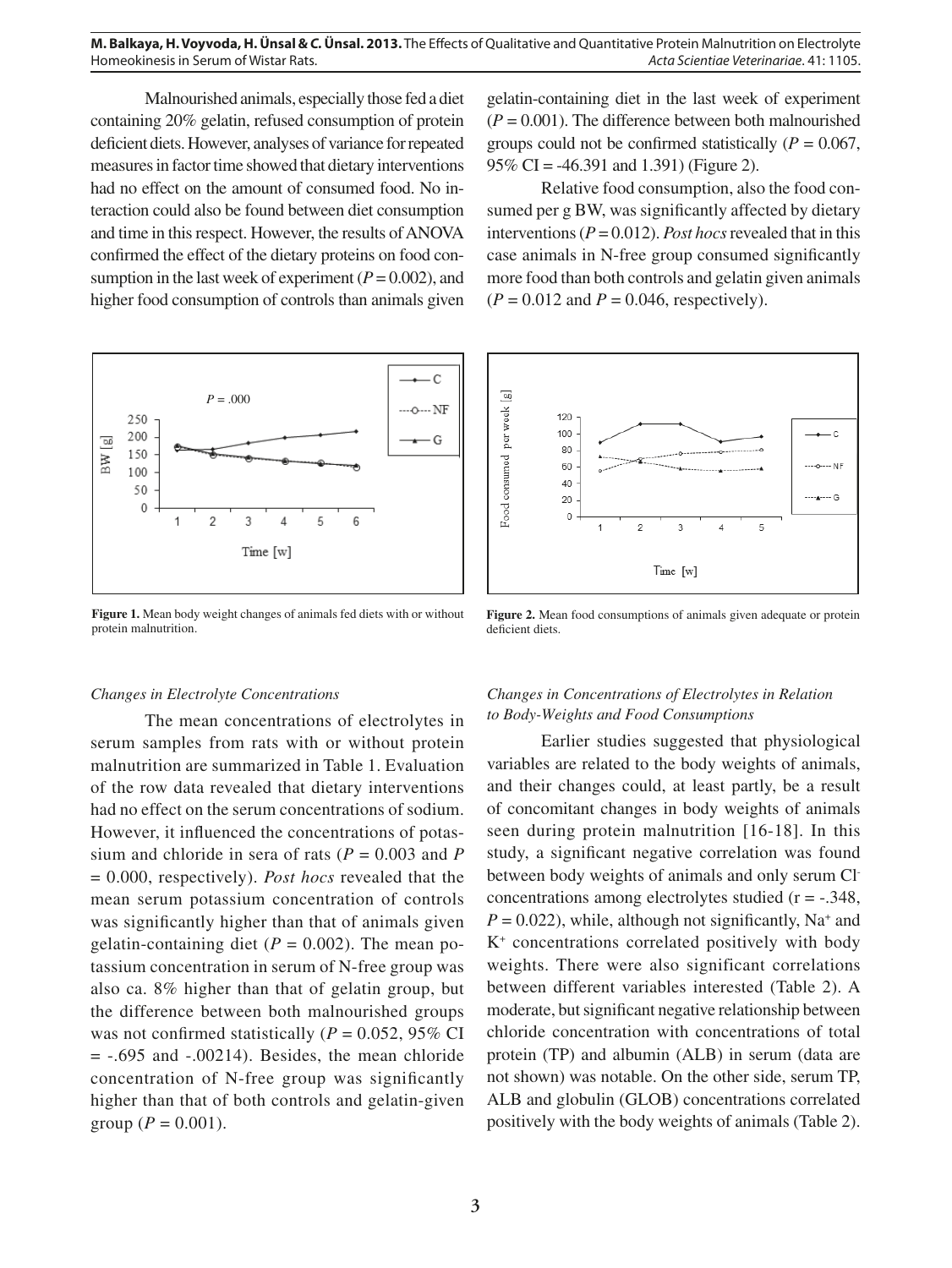Malnourished animals, especially those fed a diet containing 20% gelatin, refused consumption of protein deficient diets. However, analyses of variance for repeated measures in factor time showed that dietary interventions had no effect on the amount of consumed food. No interaction could also be found between diet consumption and time in this respect. However, the results of ANOVA confirmed the effect of the dietary proteins on food consumption in the last week of experiment ($P = 0.002$), and higher food consumption of controls than animals given gelatin-containing diet in the last week of experiment ($P = 0.001$). The difference between both malnourished groups could not be confirmed statistically ($P = 0.067$, 95% CI = -46.391 and 1.391) (Figure 2).

Relative food consumption, also the food consumed per g BW, was significantly affected by dietary interventions ($P = 0.012$). *Post hocs* revealed that in this case animals in N-free group consumed significantly more food than both controls and gelatin given animals ($P = 0.012$ and $P = 0.046$, respectively).

**Figure 1.** Mean body weight changes of animals fed diets with or without protein malnutrition.

**Figure 2.** Mean food consumptions of animals given adequate or protein deficient diets.

*Changes in Electrolyte Concentrations*

The mean concentrations of electrolytes in serum samples from rats with or without protein malnutrition are summarized in Table 1. Evaluation of the row data revealed that dietary interventions had no effect on the serum concentrations of sodium. However, it influenced the concentrations of potassium and chloride in sera of rats ($P = 0.003$ and $P = 0.000$, respectively). *Post hocs* revealed that the mean serum potassium concentration of controls was significantly higher than that of animals given gelatin-containing diet ($P = 0.002$). The mean potassium concentration in serum of N-free group was also ca. 8% higher than that of gelatin group, but the difference between both malnourished groups was not confirmed statistically ($P = 0.052$, 95% CI = -.695 and -.00214). Besides, the mean chloride concentration of N-free group was significantly higher than that of both controls and gelatin-given group ($P = 0.001$).

*Changes in Concentrations of Electrolytes in Relation to Body-Weights and Food Consumptions*

Earlier studies suggested that physiological variables are related to the body weights of animals, and their changes could, at least partly, be a result of concomitant changes in body weights of animals seen during protein malnutrition [16-18]. In this study, a significant negative correlation was found between body weights of animals and only serum $Cl^-$ concentrations among electrolytes studied (r = -.348, $P = 0.022$), while, although not significantly, $Na^+$ and $K^+$ concentrations correlated positively with body weights. There were also significant correlations between different variables interested (Table 2). A moderate, but significant negative relationship between chloride concentration with concentrations of total protein (TP) and albumin (ALB) in serum (data are not shown) was notable. On the other side, serum TP, ALB and globulin (GLOB) concentrations correlated positively with the body weights of animals (Table 2).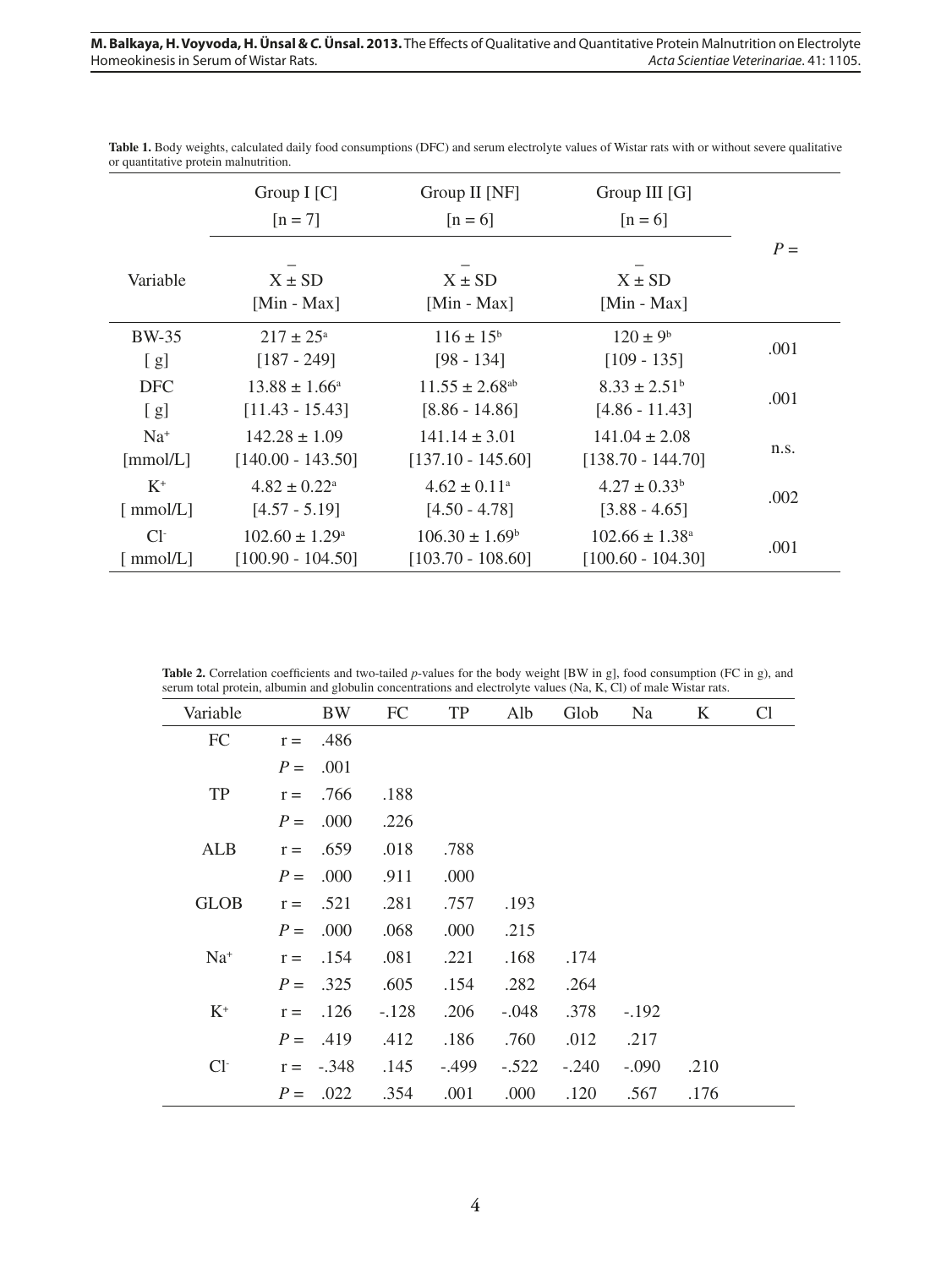**Table 1.** Body weights, calculated daily food consumptions (DFC) and serum electrolyte values of Wistar rats with or without severe qualitative or quantitative protein malnutrition.

| Variable | Group I [C] [n = 7] $\bar{X} \pm SD$ [Min - Max] | Group II [NF] [n = 6] $\bar{X} \pm SD$ [Min - Max] | Group III [G] [n = 6] $\bar{X} \pm SD$ [Min - Max] | $P$ = |
|---|---|---|---|---|
| BW-35 [ g] | 217 ± 25[a] [187 - 249] | 116 ± 15[b] [98 - 134] | 120 ± 9[b] [109 - 135] | .001 |
| DFC [ g] | 13.88 ± 1.66[a] [11.43 - 15.43] | 11.55 ± 2.68[ab] [8.86 - 14.86] | 8.33 ± 2.51[b] [4.86 - 11.43] | .001 |
| $Na^+$ [mmol/L] | 142.28 ± 1.09 [140.00 - 143.50] | 141.14 ± 3.01 [137.10 - 145.60] | 141.04 ± 2.08 [138.70 - 144.70] | n.s. |
| $K^+$ [ mmol/L] | 4.82 ± 0.22[a] [4.57 - 5.19] | 4.62 ± 0.11[a] [4.50 - 4.78] | 4.27 ± 0.33[b] [3.88 - 4.65] | .002 |
| $Cl^-$ [ mmol/L] | 102.60 ± 1.29[a] [100.90 - 104.50] | 106.30 ± 1.69[b] [103.70 - 108.60] | 102.66 ± 1.38[a] [100.60 - 104.30] | .001 |

**Table 2.** Correlation coefficients and two-tailed $p$-values for the body weight [BW in g], food consumption (FC in g), and serum total protein, albumin and globulin concentrations and electrolyte values (Na, K, Cl) of male Wistar rats.

| Variable | | BW | FC | TP | Alb | Glob | Na | K | Cl |
|---|---|---|---|---|---|---|---|---|---|
| FC | r = | .486 | | | | | | | |
| | $P$ = | .001 | | | | | | | |
| TP | r = | .766 | .188 | | | | | | |
| | $P$ = | .000 | .226 | | | | | | |
| ALB | r = | .659 | .018 | .788 | | | | | |
| | $P$ = | .000 | .911 | .000 | | | | | |
| GLOB | r = | .521 | .281 | .757 | .193 | | | | |
| | $P$ = | .000 | .068 | .000 | .215 | | | | |
| $Na^+$ | r = | .154 | .081 | .221 | .168 | .174 | | | |
| | $P$ = | .325 | .605 | .154 | .282 | .264 | | | |
| $K^+$ | r = | .126 | -.128 | .206 | -.048 | .378 | -.192 | | |
| | $P$ = | .419 | .412 | .186 | .760 | .012 | .217 | | |
| $Cl^-$ | r = | -.348 | .145 | -.499 | -.522 | -.240 | -.090 | .210 | |
| | $P$ = | .022 | .354 | .001 | .000 | .120 | .567 | .176 | |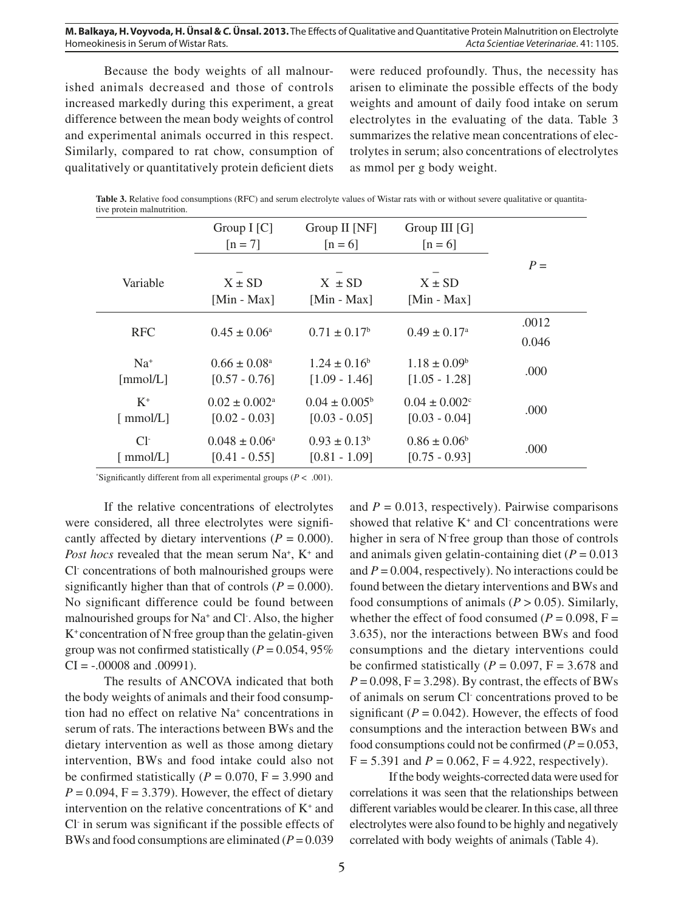Because the body weights of all malnourished animals decreased and those of controls increased markedly during this experiment, a great difference between the mean body weights of control and experimental animals occurred in this respect. Similarly, compared to rat chow, consumption of qualitatively or quantitatively protein deficient diets were reduced profoundly. Thus, the necessity has arisen to eliminate the possible effects of the body weights and amount of daily food intake on serum electrolytes in the evaluating of the data. Table 3 summarizes the relative mean concentrations of electrolytes in serum; also concentrations of electrolytes as mmol per g body weight.

**Table 3.** Relative food consumptions (RFC) and serum electrolyte values of Wistar rats with or without severe qualitative or quantitative protein malnutrition.

| | Group I [C] [n = 7] | Group II [NF] [n = 6] | Group III [G] [n = 6] | |
|---|---|---|---|---|
| Variable | $\bar{X} \pm SD$ [Min - Max] | $\bar{X} \pm SD$ [Min - Max] | $\bar{X} \pm SD$ [Min - Max] | $P =$ |
| RFC | $0.45 \pm 0.06^{a}$ | $0.71 \pm 0.17^{b}$ | $0.49 \pm 0.17^{a}$ | .0012 0.046 |
| $Na^{+}$ [mmol/L] | $0.66 \pm 0.08^{a}$ [0.57 - 0.76] | $1.24 \pm 0.16^{b}$ [1.09 - 1.46] | $1.18 \pm 0.09^{b}$ [1.05 - 1.28] | .000 |
| $K^{+}$ [ mmol/L] | $0.02 \pm 0.002^{a}$ [0.02 - 0.03] | $0.04 \pm 0.005^{b}$ [0.03 - 0.05] | $0.04 \pm 0.002^{c}$ [0.03 - 0.04] | .000 |
| $Cl^{-}$ [ mmol/L] | $0.048 \pm 0.06^{a}$ [0.41 - 0.55] | $0.93 \pm 0.13^{b}$ [0.81 - 1.09] | $0.86 \pm 0.06^{b}$ [0.75 - 0.93] | .000 |

*Significantly different from all experimental groups ($P < .001$).

If the relative concentrations of electrolytes were considered, all three electrolytes were significantly affected by dietary interventions ($P = 0.000$). *Post hocs* revealed that the mean serum $Na^{+}$, $K^{+}$ and $Cl^{-}$ concentrations of both malnourished groups were significantly higher than that of controls ($P = 0.000$). No significant difference could be found between malnourished groups for $Na^{+}$ and $Cl^{-}$. Also, the higher $K^{+}$ concentration of N-free group than the gelatin-given group was not confirmed statistically ($P = 0.054$, 95% CI = -.00008 and .00991).

The results of ANCOVA indicated that both the body weights of animals and their food consumption had no effect on relative $Na^{+}$ concentrations in serum of rats. The interactions between BWs and the dietary intervention as well as those among dietary intervention, BWs and food intake could also not be confirmed statistically ($P = 0.070$, $F = 3.990$ and $P = 0.094$, $F = 3.379$). However, the effect of dietary intervention on the relative concentrations of $K^{+}$ and $Cl^{-}$ in serum was significant if the possible effects of BWs and food consumptions are eliminated ($P = 0.039$ and $P = 0.013$, respectively). Pairwise comparisons showed that relative $K^{+}$ and $Cl^{-}$ concentrations were higher in sera of N-free group than those of controls and animals given gelatin-containing diet ($P = 0.013$ and $P = 0.004$, respectively). No interactions could be found between the dietary interventions and BWs and food consumptions of animals ($P > 0.05$). Similarly, whether the effect of food consumed ($P = 0.098$, $F = 3.635$), nor the interactions between BWs and food consumptions and the dietary interventions could be confirmed statistically ($P = 0.097$, $F = 3.678$ and $P = 0.098$, $F = 3.298$). By contrast, the effects of BWs of animals on serum $Cl^{-}$ concentrations proved to be significant ($P = 0.042$). However, the effects of food consumptions and the interaction between BWs and food consumptions could not be confirmed ($P = 0.053$, $F = 5.391$ and $P = 0.062$, $F = 4.922$, respectively).

If the body weights-corrected data were used for correlations it was seen that the relationships between different variables would be clearer. In this case, all three electrolytes were also found to be highly and negatively correlated with body weights of animals (Table 4).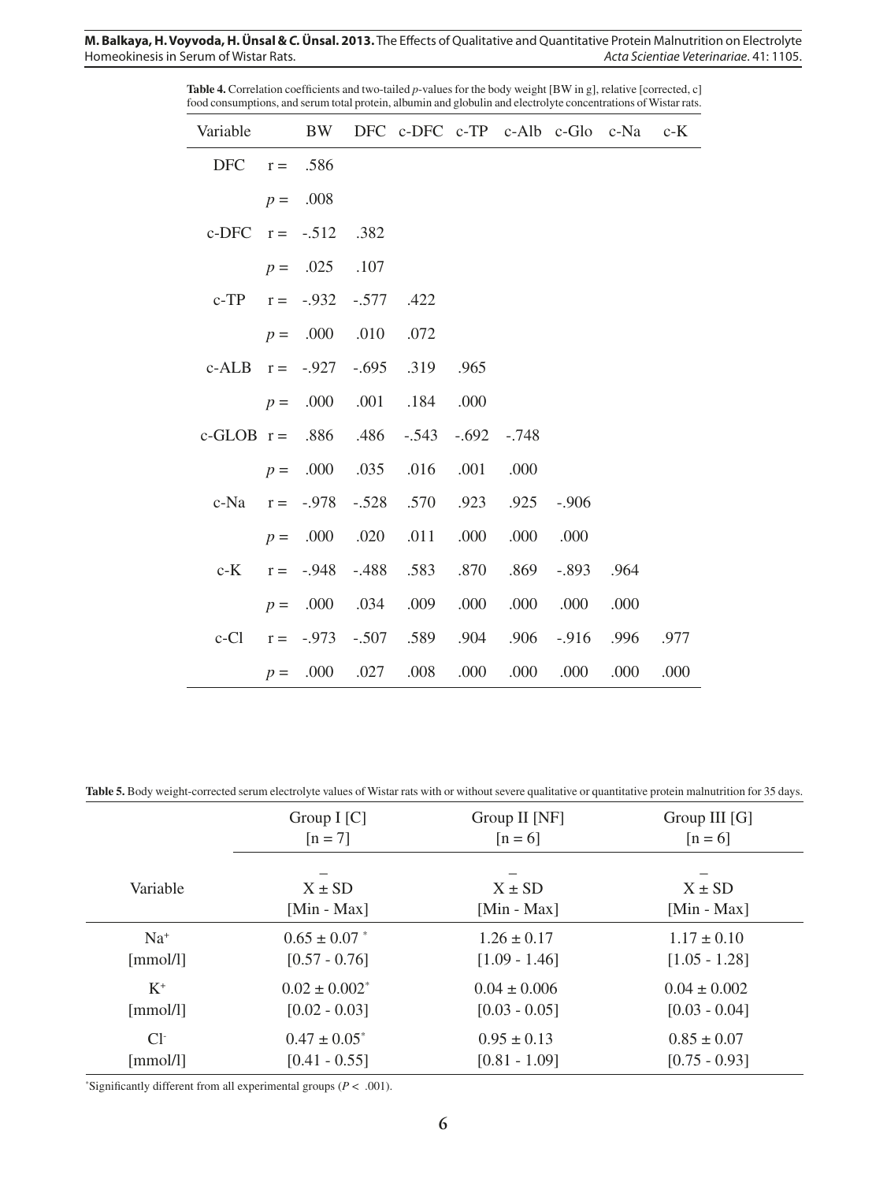**Table 4.** Correlation coefficients and two-tailed *p*-values for the body weight [BW in g], relative [corrected, c] food consumptions, and serum total protein, albumin and globulin and electrolyte concentrations of Wistar rats.

| Variable | | BW | DFC | c-DFC | c-TP | c-Alb | c-Glo | c-Na | c-K |
|---|---|---|---|---|---|---|---|---|---|
| DFC | r = | .586 | | | | | | | |
| | *p* = | .008 | | | | | | | |
| c-DFC | r = | -.512 | .382 | | | | | | |
| | *p* = | .025 | .107 | | | | | | |
| c-TP | r = | -.932 | -.577 | .422 | | | | | |
| | *p* = | .000 | .010 | .072 | | | | | |
| c-ALB | r = | -.927 | -.695 | .319 | .965 | | | | |
| | *p* = | .000 | .001 | .184 | .000 | | | | |
| c-GLOB | r = | .886 | .486 | -.543 | -.692 | -.748 | | | |
| | *p* = | .000 | .035 | .016 | .001 | .000 | | | |
| c-Na | r = | -.978 | -.528 | .570 | .923 | .925 | -.906 | | |
| | *p* = | .000 | .020 | .011 | .000 | .000 | .000 | | |
| c-K | r = | -.948 | -.488 | .583 | .870 | .869 | -.893 | .964 | |
| | *p* = | .000 | .034 | .009 | .000 | .000 | .000 | .000 | |
| c-Cl | r = | -.973 | -.507 | .589 | .904 | .906 | -.916 | .996 | .977 |
| | *p* = | .000 | .027 | .008 | .000 | .000 | .000 | .000 | .000 |

**Table 5.** Body weight-corrected serum electrolyte values of Wistar rats with or without severe qualitative or quantitative protein malnutrition for 35 days.

| | Group I [C] [n = 7] | Group II [NF] [n = 6] | Group III [G] [n = 6] |
|---|---|---|---|
| Variable | $\bar{X} \pm$ SD [Min - Max] | $\bar{X} \pm$ SD [Min - Max] | $\bar{X} \pm$ SD [Min - Max] |
| $Na^+$ [mmol/l] | 0.65 ± 0.07 * [0.57 - 0.76] | 1.26 ± 0.17 [1.09 - 1.46] | 1.17 ± 0.10 [1.05 - 1.28] |
| $K^+$ [mmol/l] | 0.02 ± 0.002* [0.02 - 0.03] | 0.04 ± 0.006 [0.03 - 0.05] | 0.04 ± 0.002 [0.03 - 0.04] |
| $Cl^-$ [mmol/l] | 0.47 ± 0.05* [0.41 - 0.55] | 0.95 ± 0.13 [0.81 - 1.09] | 0.85 ± 0.07 [0.75 - 0.93] |

*Significantly different from all experimental groups ($P < .001$).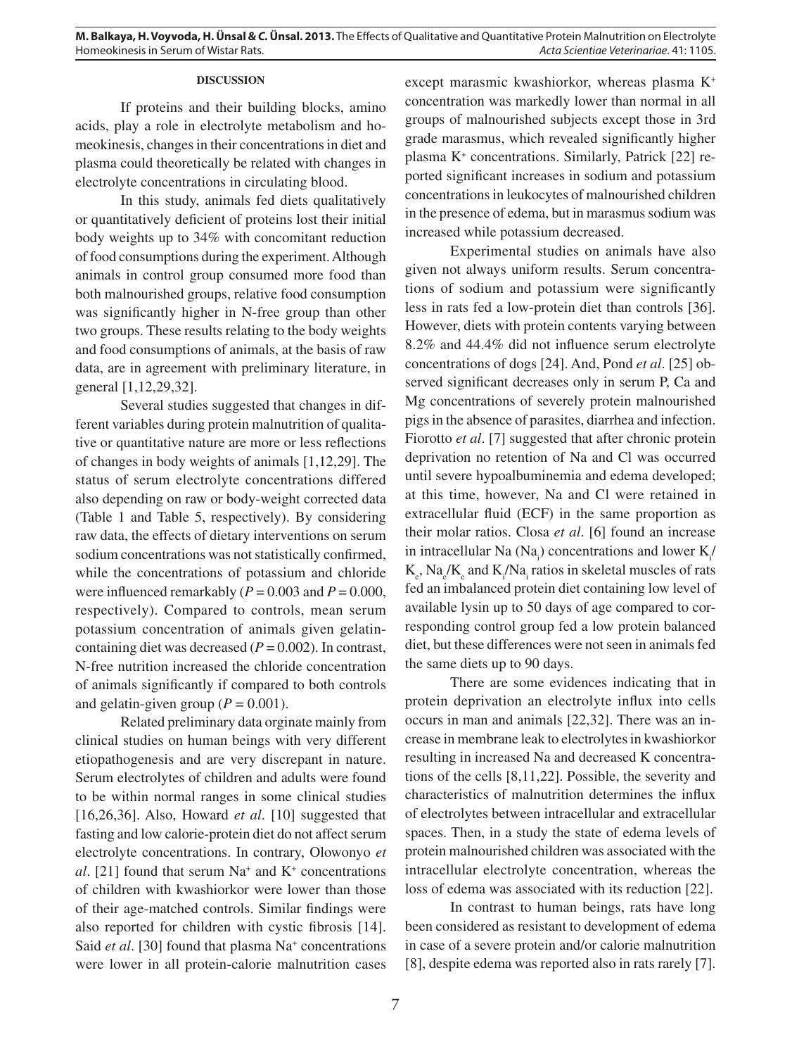## DISCUSSION

If proteins and their building blocks, amino acids, play a role in electrolyte metabolism and homeokinesis, changes in their concentrations in diet and plasma could theoretically be related with changes in electrolyte concentrations in circulating blood.

In this study, animals fed diets qualitatively or quantitatively deficient of proteins lost their initial body weights up to 34% with concomitant reduction of food consumptions during the experiment. Although animals in control group consumed more food than both malnourished groups, relative food consumption was significantly higher in N-free group than other two groups. These results relating to the body weights and food consumptions of animals, at the basis of raw data, are in agreement with preliminary literature, in general [1,12,29,32].

Several studies suggested that changes in different variables during protein malnutrition of qualitative or quantitative nature are more or less reflections of changes in body weights of animals [1,12,29]. The status of serum electrolyte concentrations differed also depending on raw or body-weight corrected data (Table 1 and Table 5, respectively). By considering raw data, the effects of dietary interventions on serum sodium concentrations was not statistically confirmed, while the concentrations of potassium and chloride were influenced remarkably ($P = 0.003$ and $P = 0.000$, respectively). Compared to controls, mean serum potassium concentration of animals given gelatin-containing diet was decreased ($P = 0.002$). In contrast, N-free nutrition increased the chloride concentration of animals significantly if compared to both controls and gelatin-given group ($P = 0.001$).

Related preliminary data orginate mainly from clinical studies on human beings with very different etiopathogenesis and are very discrepant in nature. Serum electrolytes of children and adults were found to be within normal ranges in some clinical studies [16,26,36]. Also, Howard *et al*. [10] suggested that fasting and low calorie-protein diet do not affect serum electrolyte concentrations. In contrary, Olowonyo *et al*. [21] found that serum $Na^+$ and $K^+$ concentrations of children with kwashiorkor were lower than those of their age-matched controls. Similar findings were also reported for children with cystic fibrosis [14]. Said *et al*. [30] found that plasma $Na^+$ concentrations were lower in all protein-calorie malnutrition cases except marasmic kwashiorkor, whereas plasma $K^+$ concentration was markedly lower than normal in all groups of malnourished subjects except those in 3rd grade marasmus, which revealed significantly higher plasma $K^+$ concentrations. Similarly, Patrick [22] reported significant increases in sodium and potassium concentrations in leukocytes of malnourished children in the presence of edema, but in marasmus sodium was increased while potassium decreased.

Experimental studies on animals have also given not always uniform results. Serum concentrations of sodium and potassium were significantly less in rats fed a low-protein diet than controls [36]. However, diets with protein contents varying between 8.2% and 44.4% did not influence serum electrolyte concentrations of dogs [24]. And, Pond *et al*. [25] observed significant decreases only in serum P, Ca and Mg concentrations of severely protein malnourished pigs in the absence of parasites, diarrhea and infection. Fiorotto *et al*. [7] suggested that after chronic protein deprivation no retention of Na and Cl was occurred until severe hypoalbuminemia and edema developed; at this time, however, Na and Cl were retained in extracellular fluid (ECF) in the same proportion as their molar ratios. Closa *et al*. [6] found an increase in intracellular Na ($Na_i$) concentrations and lower $K_i/K_e$, $Na_e/K_e$ and $K_i/Na_i$ ratios in skeletal muscles of rats fed an imbalanced protein diet containing low level of available lysin up to 50 days of age compared to corresponding control group fed a low protein balanced diet, but these differences were not seen in animals fed the same diets up to 90 days.

There are some evidences indicating that in protein deprivation an electrolyte influx into cells occurs in man and animals [22,32]. There was an increase in membrane leak to electrolytes in kwashiorkor resulting in increased Na and decreased K concentrations of the cells [8,11,22]. Possible, the severity and characteristics of malnutrition determines the influx of electrolytes between intracellular and extracellular spaces. Then, in a study the state of edema levels of protein malnourished children was associated with the intracellular electrolyte concentration, whereas the loss of edema was associated with its reduction [22].

In contrast to human beings, rats have long been considered as resistant to development of edema in case of a severe protein and/or calorie malnutrition [8], despite edema was reported also in rats rarely [7].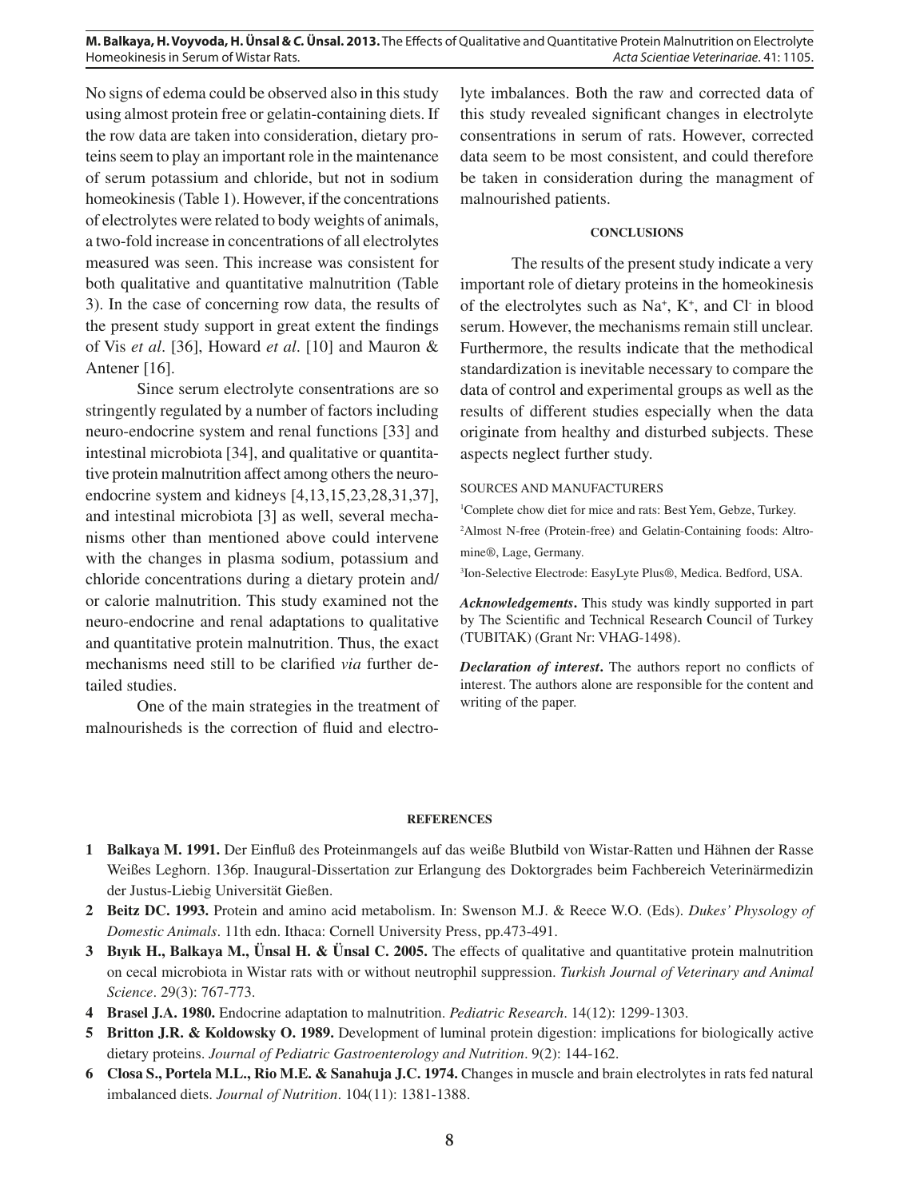No signs of edema could be observed also in this study using almost protein free or gelatin-containing diets. If the row data are taken into consideration, dietary proteins seem to play an important role in the maintenance of serum potassium and chloride, but not in sodium homeokinesis (Table 1). However, if the concentrations of electrolytes were related to body weights of animals, a two-fold increase in concentrations of all electrolytes measured was seen. This increase was consistent for both qualitative and quantitative malnutrition (Table 3). In the case of concerning row data, the results of the present study support in great extent the findings of Vis *et al*. [36], Howard *et al*. [10] and Mauron & Antener [16].

Since serum electrolyte consentrations are so stringently regulated by a number of factors including neuro-endocrine system and renal functions [33] and intestinal microbiota [34], and qualitative or quantitative protein malnutrition affect among others the neuro-endocrine system and kidneys [4,13,15,23,28,31,37], and intestinal microbiota [3] as well, several mechanisms other than mentioned above could intervene with the changes in plasma sodium, potassium and chloride concentrations during a dietary protein and/or calorie malnutrition. This study examined not the neuro-endocrine and renal adaptations to qualitative and quantitative protein malnutrition. Thus, the exact mechanisms need still to be clarified *via* further detailed studies.

One of the main strategies in the treatment of malnourisheds is the correction of fluid and electrolyte imbalances. Both the raw and corrected data of this study revealed significant changes in electrolyte consentrations in serum of rats. However, corrected data seem to be most consistent, and could therefore be taken in consideration during the managment of malnourished patients.

## CONCLUSIONS

The results of the present study indicate a very important role of dietary proteins in the homeokinesis of the electrolytes such as $Na^+$, $K^+$, and $Cl^-$ in blood serum. However, the mechanisms remain still unclear. Furthermore, the results indicate that the methodical standardization is inevitable necessary to compare the data of control and experimental groups as well as the results of different studies especially when the data originate from healthy and disturbed subjects. These aspects neglect further study.

SOURCES AND MANUFACTURERS

[1]Complete chow diet for mice and rats: Best Yem, Gebze, Turkey.

[2]Almost N-free (Protein-free) and Gelatin-Containing foods: Altromine®, Lage, Germany.

[3]Ion-Selective Electrode: EasyLyte Plus®, Medica. Bedford, USA.

***Acknowledgements*.** This study was kindly supported in part by The Scientific and Technical Research Council of Turkey (TUBITAK) (Grant Nr: VHAG-1498).

***Declaration of interest*.** The authors report no conflicts of interest. The authors alone are responsible for the content and writing of the paper.

## REFERENCES

**1 Balkaya M. 1991.** Der Einfluß des Proteinmangels auf das weiße Blutbild von Wistar-Ratten und Hähnen der Rasse Weißes Leghorn. 136p. Inaugural-Dissertation zur Erlangung des Doktorgrades beim Fachbereich Veterinärmedizin der Justus-Liebig Universität Gießen.

**2 Beitz DC. 1993.** Protein and amino acid metabolism. In: Swenson M.J. & Reece W.O. (Eds). *Dukes' Physology of Domestic Animals*. 11th edn. Ithaca: Cornell University Press, pp.473-491.

**3 Bıyık H., Balkaya M., Ünsal H. & Ünsal C. 2005.** The effects of qualitative and quantitative protein malnutrition on cecal microbiota in Wistar rats with or without neutrophil suppression. *Turkish Journal of Veterinary and Animal Science*. 29(3): 767-773.

**4 Brasel J.A. 1980.** Endocrine adaptation to malnutrition. *Pediatric Research*. 14(12): 1299-1303.

**5 Britton J.R. & Koldowsky O. 1989.** Development of luminal protein digestion: implications for biologically active dietary proteins. *Journal of Pediatric Gastroenterology and Nutrition*. 9(2): 144-162.

**6 Closa S., Portela M.L., Rio M.E. & Sanahuja J.C. 1974.** Changes in muscle and brain electrolytes in rats fed natural imbalanced diets. *Journal of Nutrition*. 104(11): 1381-1388.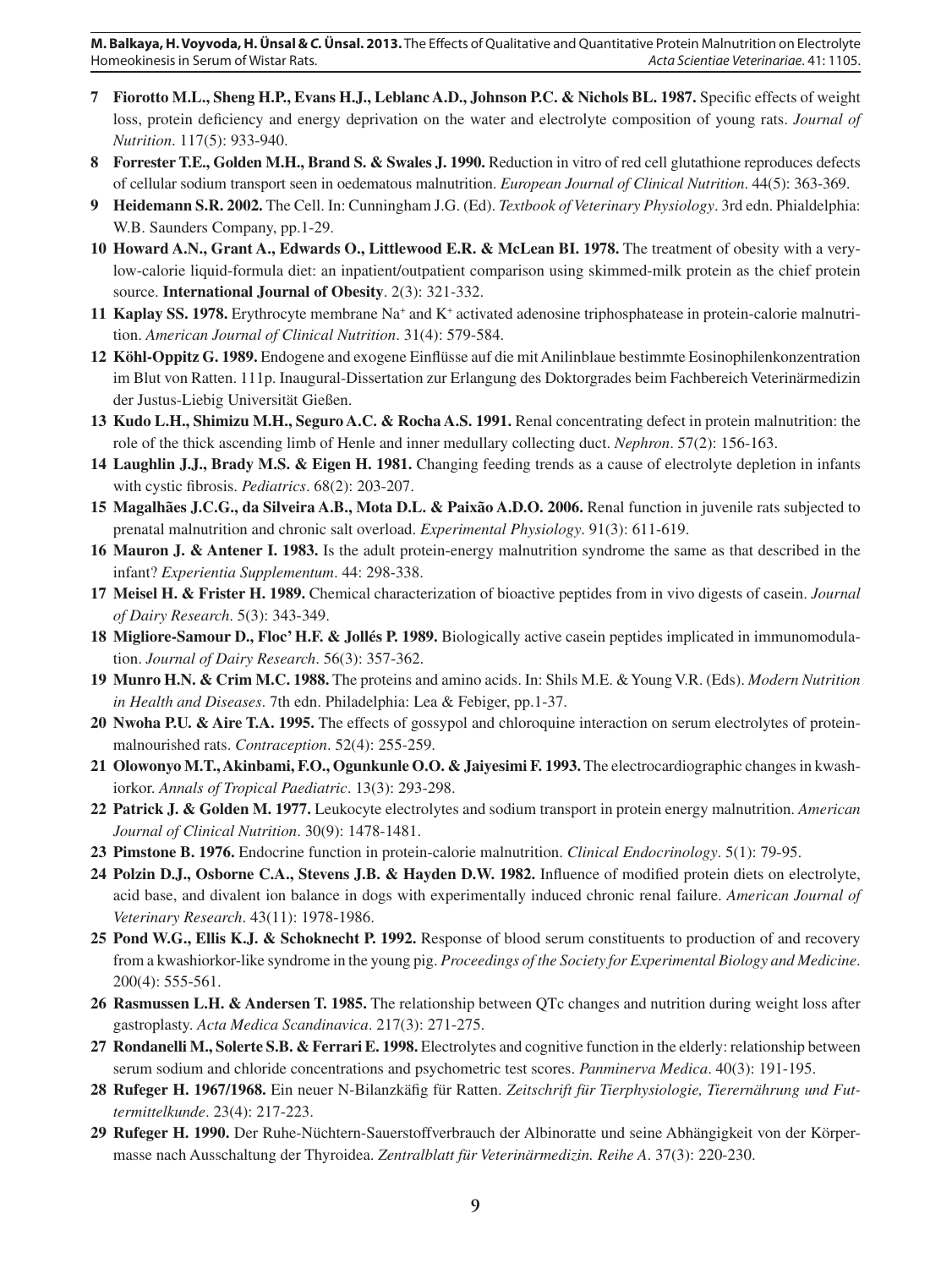**7 Fiorotto M.L., Sheng H.P., Evans H.J., Leblanc A.D., Johnson P.C. & Nichols BL. 1987.** Specific effects of weight loss, protein deficiency and energy deprivation on the water and electrolyte composition of young rats. *Journal of Nutrition*. 117(5): 933-940.

**8 Forrester T.E., Golden M.H., Brand S. & Swales J. 1990.** Reduction in vitro of red cell glutathione reproduces defects of cellular sodium transport seen in oedematous malnutrition. *European Journal of Clinical Nutrition*. 44(5): 363-369.

**9 Heidemann S.R. 2002.** The Cell. In: Cunningham J.G. (Ed). *Textbook of Veterinary Physiology*. 3rd edn. Phialdelphia: W.B. Saunders Company, pp.1-29.

**10 Howard A.N., Grant A., Edwards O., Littlewood E.R. & McLean BI. 1978.** The treatment of obesity with a very-low-calorie liquid-formula diet: an inpatient/outpatient comparison using skimmed-milk protein as the chief protein source. **International Journal of Obesity**. 2(3): 321-332.

**11 Kaplay SS. 1978.** Erythrocyte membrane $Na^{+}$ and $K^{+}$ activated adenosine triphosphatease in protein-calorie malnutrition. *American Journal of Clinical Nutrition*. 31(4): 579-584.

**12 Köhl-Oppitz G. 1989.** Endogene and exogene Einflüsse auf die mit Anilinblaue bestimmte Eosinophilenkonzentration im Blut von Ratten. 111p. Inaugural-Dissertation zur Erlangung des Doktorgrades beim Fachbereich Veterinärmedizin der Justus-Liebig Universität Gießen.

**13 Kudo L.H., Shimizu M.H., Seguro A.C. & Rocha A.S. 1991.** Renal concentrating defect in protein malnutrition: the role of the thick ascending limb of Henle and inner medullary collecting duct. *Nephron*. 57(2): 156-163.

**14 Laughlin J.J., Brady M.S. & Eigen H. 1981.** Changing feeding trends as a cause of electrolyte depletion in infants with cystic fibrosis. *Pediatrics*. 68(2): 203-207.

**15 Magalhães J.C.G., da Silveira A.B., Mota D.L. & Paixão A.D.O. 2006.** Renal function in juvenile rats subjected to prenatal malnutrition and chronic salt overload. *Experimental Physiology*. 91(3): 611-619.

**16 Mauron J. & Antener I. 1983.** Is the adult protein-energy malnutrition syndrome the same as that described in the infant? *Experientia Supplementum*. 44: 298-338.

**17 Meisel H. & Frister H. 1989.** Chemical characterization of bioactive peptides from in vivo digests of casein. *Journal of Dairy Research*. 5(3): 343-349.

**18 Migliore-Samour D., Floc' H.F. & Jollés P. 1989.** Biologically active casein peptides implicated in immunomodulation. *Journal of Dairy Research*. 56(3): 357-362.

**19 Munro H.N. & Crim M.C. 1988.** The proteins and amino acids. In: Shils M.E. & Young V.R. (Eds). *Modern Nutrition in Health and Diseases*. 7th edn. Philadelphia: Lea & Febiger, pp.1-37.

**20 Nwoha P.U. & Aire T.A. 1995.** The effects of gossypol and chloroquine interaction on serum electrolytes of protein-malnourished rats. *Contraception*. 52(4): 255-259.

**21 Olowonyo M.T., Akinbami, F.O., Ogunkunle O.O. & Jaiyesimi F. 1993.** The electrocardiographic changes in kwashiorkor. *Annals of Tropical Paediatric*. 13(3): 293-298.

**22 Patrick J. & Golden M. 1977.** Leukocyte electrolytes and sodium transport in protein energy malnutrition. *American Journal of Clinical Nutrition*. 30(9): 1478-1481.

**23 Pimstone B. 1976.** Endocrine function in protein-calorie malnutrition. *Clinical Endocrinology*. 5(1): 79-95.

**24 Polzin D.J., Osborne C.A., Stevens J.B. & Hayden D.W. 1982.** Influence of modified protein diets on electrolyte, acid base, and divalent ion balance in dogs with experimentally induced chronic renal failure. *American Journal of Veterinary Research*. 43(11): 1978-1986.

**25 Pond W.G., Ellis K.J. & Schoknecht P. 1992.** Response of blood serum constituents to production of and recovery from a kwashiorkor-like syndrome in the young pig. *Proceedings of the Society for Experimental Biology and Medicine*. 200(4): 555-561.

**26 Rasmussen L.H. & Andersen T. 1985.** The relationship between QTc changes and nutrition during weight loss after gastroplasty. *Acta Medica Scandinavica*. 217(3): 271-275.

**27 Rondanelli M., Solerte S.B. & Ferrari E. 1998.** Electrolytes and cognitive function in the elderly: relationship between serum sodium and chloride concentrations and psychometric test scores. *Panminerva Medica*. 40(3): 191-195.

**28 Rufeger H. 1967/1968.** Ein neuer N-Bilanzkäfig für Ratten. *Zeitschrift für Tierphysiologie, Tierernährung und Futtermittelkunde*. 23(4): 217-223.

**29 Rufeger H. 1990.** Der Ruhe-Nüchtern-Sauerstoffverbrauch der Albinoratte und seine Abhängigkeit von der Körpermasse nach Ausschaltung der Thyroidea. *Zentralblatt für Veterinärmedizin. Reihe A*. 37(3): 220-230.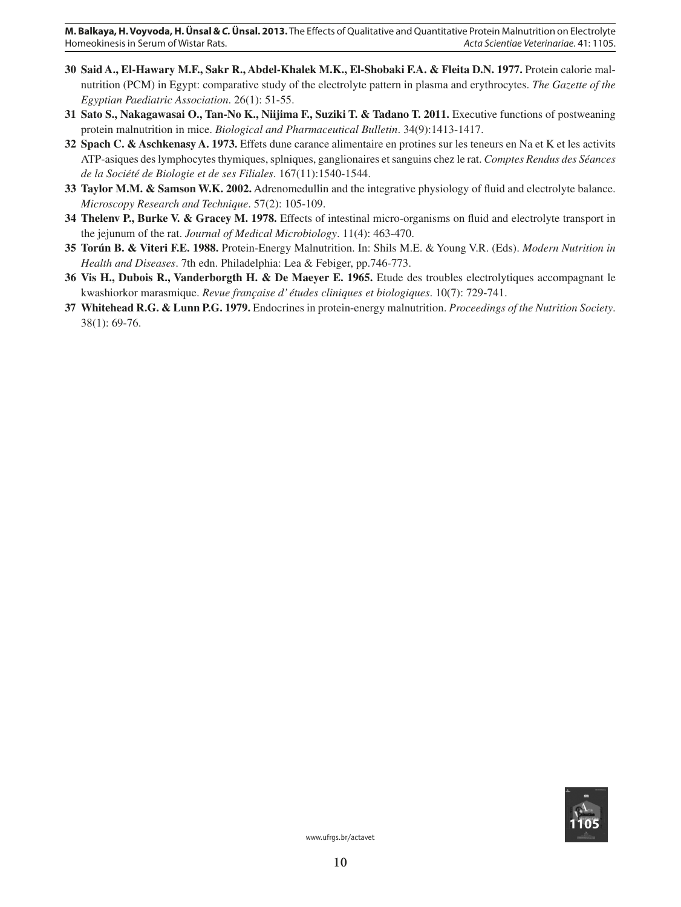**30 Said A., El-Hawary M.F., Sakr R., Abdel-Khalek M.K., El-Shobaki F.A. & Fleita D.N. 1977.** Protein calorie malnutrition (PCM) in Egypt: comparative study of the electrolyte pattern in plasma and erythrocytes. *The Gazette of the Egyptian Paediatric Association*. 26(1): 51-55.

**31 Sato S., Nakagawasai O., Tan-No K., Niijima F., Suziki T. & Tadano T. 2011.** Executive functions of postweaning protein malnutrition in mice. *Biological and Pharmaceutical Bulletin*. 34(9):1413-1417.

**32 Spach C. & Aschkenasy A. 1973.** Effets dune carance alimentaire en protines sur les teneurs en Na et K et les activits ATP-asiques des lymphocytes thymiques, splniques, ganglionaires et sanguins chez le rat. *Comptes Rendus des Séances de la Société de Biologie et de ses Filiales*. 167(11):1540-1544.

**33 Taylor M.M. & Samson W.K. 2002.** Adrenomedullin and the integrative physiology of fluid and electrolyte balance. *Microscopy Research and Technique*. 57(2): 105-109.

**34 Thelenv P., Burke V. & Gracey M. 1978.** Effects of intestinal micro-organisms on fluid and electrolyte transport in the jejunum of the rat. *Journal of Medical Microbiology*. 11(4): 463-470.

**35 Torún B. & Viteri F.E. 1988.** Protein-Energy Malnutrition. In: Shils M.E. & Young V.R. (Eds). *Modern Nutrition in Health and Diseases*. 7th edn. Philadelphia: Lea & Febiger, pp.746-773.

**36 Vis H., Dubois R., Vanderborgth H. & De Maeyer E. 1965.** Etude des troubles electrolytiques accompagnant le kwashiorkor marasmique. *Revue française d' études cliniques et biologiques*. 10(7): 729-741.

**37 Whitehead R.G. & Lunn P.G. 1979.** Endocrines in protein-energy malnutrition. *Proceedings of the Nutrition Society*. 38(1): 69-76.